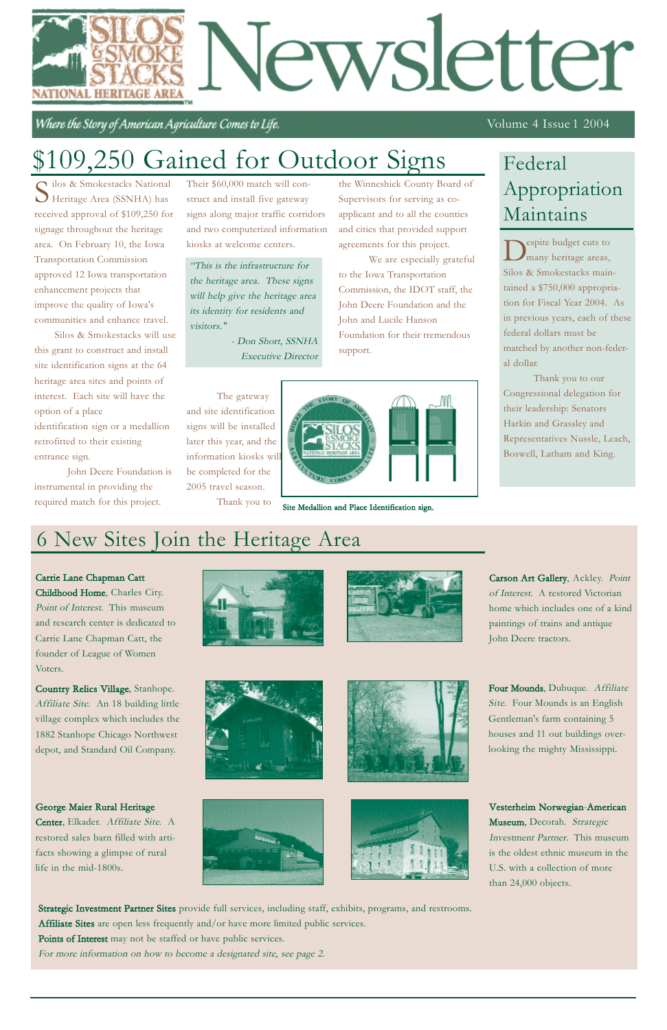# Silos & Smokestacks National Heritage Area Newsletter

*Where the Story of American Agriculture Comes to Life.*

Volume 4 Issue 1 2004

## $109,250 Gained for Outdoor Signs

Silos & Smokestacks National Heritage Area (SSNHA) has received approval of $109,250 for signage throughout the heritage area. On February 10, the Iowa Transportation Commission approved 12 Iowa transportation enhancement projects that improve the quality of Iowa's communities and enhance travel.

Silos & Smokestacks will use this grant to construct and install site identification signs at the 64 heritage area sites and points of interest. Each site will have the option of a place identification sign or a medallion retrofitted to their existing entrance sign.

John Deere Foundation is instrumental in providing the required match for this project. Their $60,000 match will construct and install five gateway signs along major traffic corridors and two computerized information kiosks at welcome centers.

> *"This is the infrastructure for the heritage area. These signs will help give the heritage area its identity for residents and visitors."*
>
> *- Don Short, SSNHA Executive Director*

The gateway and site identification signs will be installed later this year, and the information kiosks will be completed for the 2005 travel season.

Thank you to the Winneshiek County Board of Supervisors for serving as co-applicant and to all the counties and cities that provided support agreements for this project.

We are especially grateful to the Iowa Transportation Commission, the IDOT staff, the John Deere Foundation and the John and Lucile Hanson Foundation for their tremendous support.

Site Medallion and Place Identification sign.

## Federal Appropriation Maintains

Despite budget cuts to many heritage areas, Silos & Smokestacks maintained a $750,000 appropriation for Fiscal Year 2004. As in previous years, each of these federal dollars must be matched by another non-federal dollar.

Thank you to our Congressional delegation for their leadership: Senators Harkin and Grassley and Representatives Nussle, Leach, Boswell, Latham and King.

## 6 New Sites Join the Heritage Area

**Carrie Lane Chapman Catt Childhood Home**, Charles City. *Point of Interest.* This museum and research center is dedicated to Carrie Lane Chapman Catt, the founder of League of Women Voters.

**Carson Art Gallery**, Ackley. *Point of Interest.* A restored Victorian home which includes one of a kind paintings of trains and antique John Deere tractors.

**Country Relics Village**, Stanhope. *Affiliate Site.* An 18 building little village complex which includes the 1882 Stanhope Chicago Northwest depot, and Standard Oil Company.

**Four Mounds**, Dubuque. *Affiliate Site.* Four Mounds is an English Gentleman's farm containing 5 houses and 11 out buildings overlooking the mighty Mississippi.

**George Maier Rural Heritage Center**, Elkader. *Affiliate Site.* A restored sales barn filled with artifacts showing a glimpse of rural life in the mid-1800s.

**Vesterheim Norwegian-American Museum**, Decorah. *Strategic Investment Partner.* This museum is the oldest ethnic museum in the U.S. with a collection of more than 24,000 objects.

**Strategic Investment Partner Sites** provide full services, including staff, exhibits, programs, and restrooms.
**Affiliate Sites** are open less frequently and/or have more limited public services.
**Points of Interest** may not be staffed or have public services.
*For more information on how to become a designated site, see page 2.*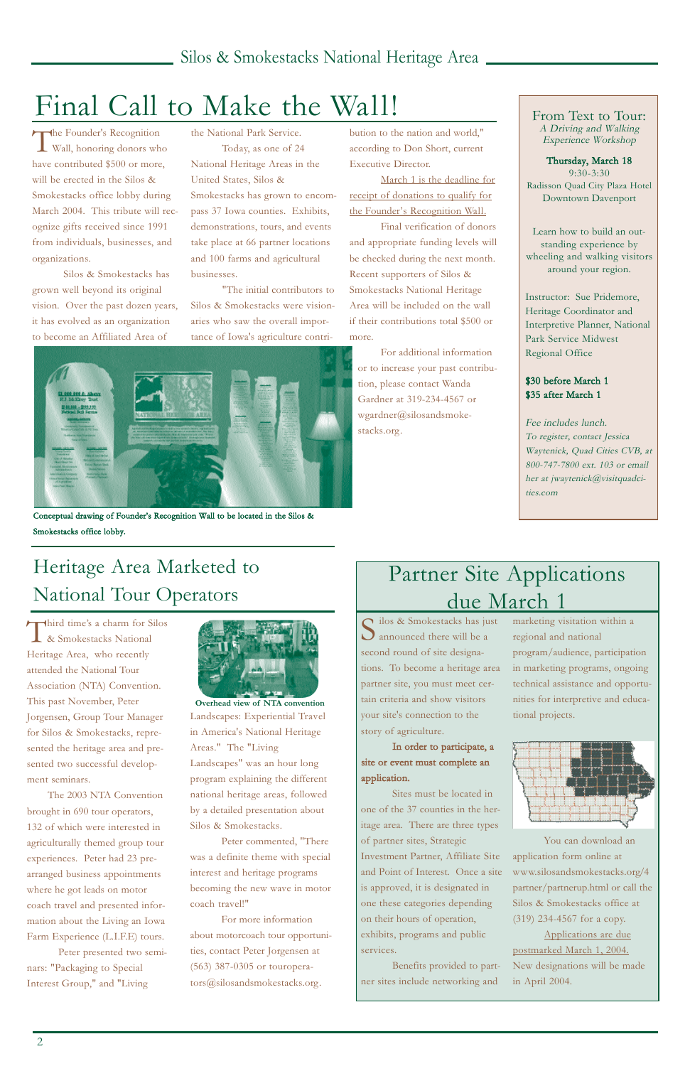# Final Call to Make the Wall!

The Founder's Recognition Wall, honoring donors who have contributed $500 or more, will be erected in the Silos & Smokestacks office lobby during March 2004. This tribute will recognize gifts received since 1991 from individuals, businesses, and organizations.

Silos & Smokestacks has grown well beyond its original vision. Over the past dozen years, it has evolved as an organization to become an Affiliated Area of the National Park Service.

Today, as one of 24 National Heritage Areas in the United States, Silos & Smokestacks has grown to encompass 37 Iowa counties. Exhibits, demonstrations, tours, and events take place at 66 partner locations and 100 farms and agricultural businesses.

"The initial contributors to Silos & Smokestacks were visionaries who saw the overall importance of Iowa's agriculture contribution to the nation and world," according to Don Short, current Executive Director.

March 1 is the deadline for receipt of donations to qualify for the Founder's Recognition Wall.

Final verification of donors and appropriate funding levels will be checked during the next month. Recent supporters of Silos & Smokestacks National Heritage Area will be included on the wall if their contributions total $500 or more.

For additional information or to increase your past contribution, please contact Wanda Gardner at 319-234-4567 or wgardner@silosandsmokestacks.org.

**Conceptual drawing of Founder's Recognition Wall to be located in the Silos & Smokestacks office lobby.**

## From Text to Tour:
*A Driving and Walking Experience Workshop*

**Thursday, March 18**
9:30-3:30
Radisson Quad City Plaza Hotel
Downtown Davenport

Learn how to build an outstanding experience by wheeling and walking visitors around your region.

Instructor: Sue Pridemore, Heritage Coordinator and Interpretive Planner, National Park Service Midwest Regional Office

**$30 before March 1**
**$35 after March 1**

*Fee includes lunch.*
*To register, contact Jessica Waytenick, Quad Cities CVB, at 800-747-7800 ext. 103 or email her at jwaytenick@visitquadcities.com*

# Heritage Area Marketed to National Tour Operators

Third time's a charm for Silos & Smokestacks National Heritage Area, who recently attended the National Tour Association (NTA) Convention. This past November, Peter Jorgensen, Group Tour Manager for Silos & Smokestacks, represented the heritage area and presented two successful development seminars.

The 2003 NTA Convention brought in 690 tour operators, 132 of which were interested in agriculturally themed group tour experiences. Peter had 23 pre-arranged business appointments where he got leads on motor coach travel and presented information about the Living an Iowa Farm Experience (L.I.F.E) tours.

Peter presented two seminars: "Packaging to Special Interest Group," and "Living Landscapes: Experiential Travel in America's National Heritage Areas." The "Living Landscapes" was an hour long program explaining the different national heritage areas, followed by a detailed presentation about Silos & Smokestacks.

**Overhead view of NTA convention**

Peter commented, "There was a definite theme with special interest and heritage programs becoming the new wave in motor coach travel!"

For more information about motorcoach tour opportunities, contact Peter Jorgensen at (563) 387-0305 or touroperators@silosandsmokestacks.org.

# Partner Site Applications due March 1

Silos & Smokestacks has just announced there will be a second round of site designations. To become a heritage area partner site, you must meet certain criteria and show visitors your site's connection to the story of agriculture.

**In order to participate, a site or event must complete an application.**

Sites must be located in one of the 37 counties in the heritage area. There are three types of partner sites, Strategic Investment Partner, Affiliate Site and Point of Interest. Once a site is approved, it is designated in one these categories depending on their hours of operation, exhibits, programs and public services.

Benefits provided to partner sites include networking and marketing visitation within a regional and national program/audience, participation in marketing programs, ongoing technical assistance and opportunities for interpretive and educational projects.

You can download an application form online at www.silosandsmokestacks.org/4partner/partnerup.html or call the Silos & Smokestacks office at (319) 234-4567 for a copy.

Applications are due postmarked March 1, 2004. New designations will be made in April 2004.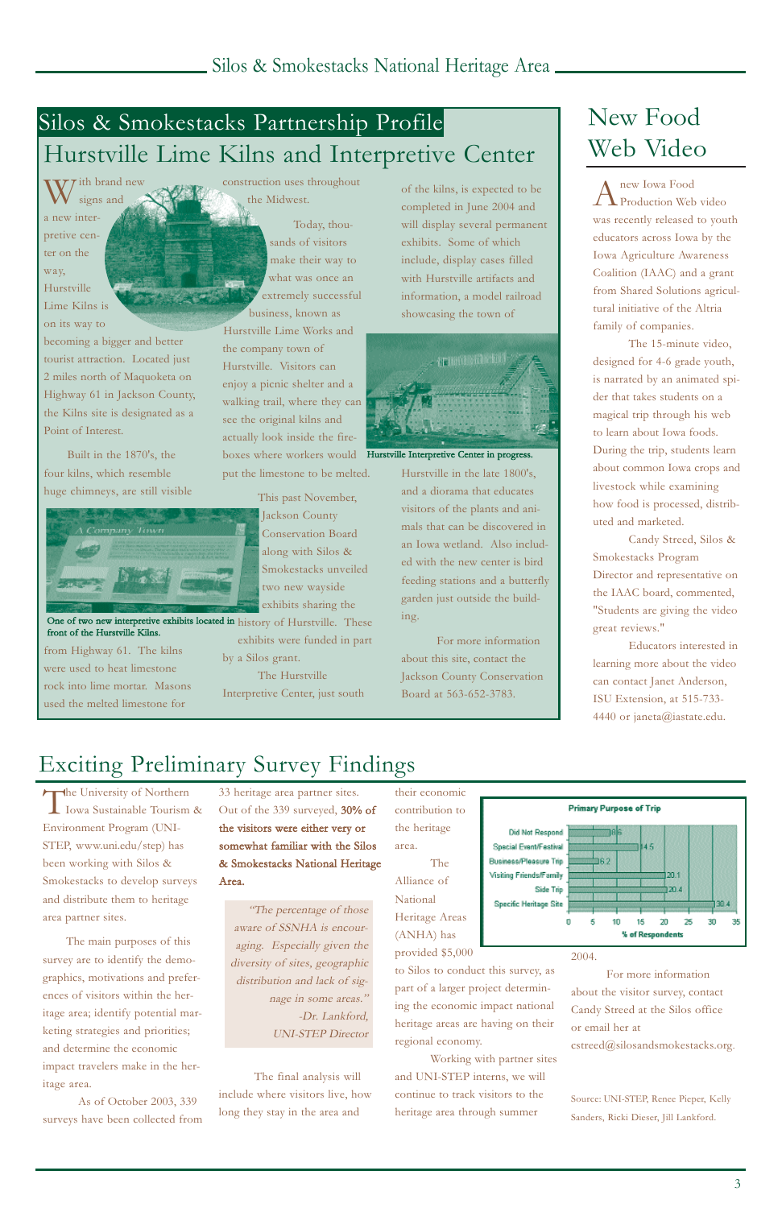# Silos & Smokestacks Partnership Profile

## Hurstville Lime Kilns and Interpretive Center

With brand new signs and a new interpretive center on the way, Hurstville Lime Kilns is on its way to becoming a bigger and better tourist attraction. Located just 2 miles north of Maquoketa on Highway 61 in Jackson County, the Kilns site is designated as a Point of Interest.

Built in the 1870's, the four kilns, which resemble huge chimneys, are still visible from Highway 61. The kilns were used to heat limestone rock into lime mortar. Masons used the melted limestone for construction uses throughout the Midwest.

Today, thousands of visitors make their way to what was once an extremely successful business, known as Hurstville Lime Works and the company town of Hurstville. Visitors can enjoy a picnic shelter and a walking trail, where they can see the original kilns and actually look inside the fireboxes where workers would put the limestone to be melted.

This past November, Jackson County Conservation Board along with Silos & Smokestacks unveiled two new wayside exhibits sharing the history of Hurstville. These exhibits were funded in part by a Silos grant.

**One of two new interpretive exhibits located in front of the Hurstville Kilns.**

The Hurstville Interpretive Center, just south of the kilns, is expected to be completed in June 2004 and will display several permanent exhibits. Some of which include, display cases filled with Hurstville artifacts and information, a model railroad showcasing the town of Hurstville in the late 1800's, and a diorama that educates visitors of the plants and animals that can be discovered in an Iowa wetland. Also included with the new center is bird feeding stations and a butterfly garden just outside the building.

**Hurstville Interpretive Center in progress.**

For more information about this site, contact the Jackson County Conservation Board at 563-652-3783.

# New Food Web Video

A new Iowa Food Production Web video was recently released to youth educators across Iowa by the Iowa Agriculture Awareness Coalition (IAAC) and a grant from Shared Solutions agricultural initiative of the Altria family of companies.

The 15-minute video, designed for 4-6 grade youth, is narrated by an animated spider that takes students on a magical trip through his web to learn about Iowa foods. During the trip, students learn about common Iowa crops and livestock while examining how food is processed, distributed and marketed.

Candy Streed, Silos & Smokestacks Program Director and representative on the IAAC board, commented, "Students are giving the video great reviews."

Educators interested in learning more about the video can contact Janet Anderson, ISU Extension, at 515-733-4440 or janeta@iastate.edu.

# Exciting Preliminary Survey Findings

The University of Northern Iowa Sustainable Tourism & Environment Program (UNI-STEP, www.uni.edu/step) has been working with Silos & Smokestacks to develop surveys and distribute them to heritage area partner sites.

The main purposes of this survey are to identify the demographics, motivations and preferences of visitors within the heritage area; identify potential marketing strategies and priorities; and determine the economic impact travelers make in the heritage area.

As of October 2003, 339 surveys have been collected from 33 heritage area partner sites. Out of the 339 surveyed, **30% of the visitors were either very or somewhat familiar with the Silos & Smokestacks National Heritage Area.**

> *"The percentage of those aware of SSNHA is encouraging. Especially given the diversity of sites, geographic distribution and lack of signage in some areas."*
> *-Dr. Lankford, UNI-STEP Director*

The final analysis will include where visitors live, how long they stay in the area and their economic contribution to the heritage area.

The Alliance of National Heritage Areas (ANHA) has provided $5,000 to Silos to conduct this survey, as part of a larger project determining the economic impact national heritage areas are having on their regional economy.

Working with partner sites and UNI-STEP interns, we will continue to track visitors to the heritage area through summer 2004.

**Primary Purpose of Trip**

| Purpose | % of Respondents |
|---|---|
| Did Not Respond | 8.6 |
| Special Event/Festival | 14.5 |
| Business/Pleasure Trip | 6.2 |
| Visiting Friends/Family | 20.1 |
| Side Trip | 20.4 |
| Specific Heritage Site | 30.4 |

For more information about the visitor survey, contact Candy Streed at the Silos office or email her at cstreed@silosandsmokestacks.org.

Source: UNI-STEP, Renee Pieper, Kelly Sanders, Ricki Dieser, Jill Lankford.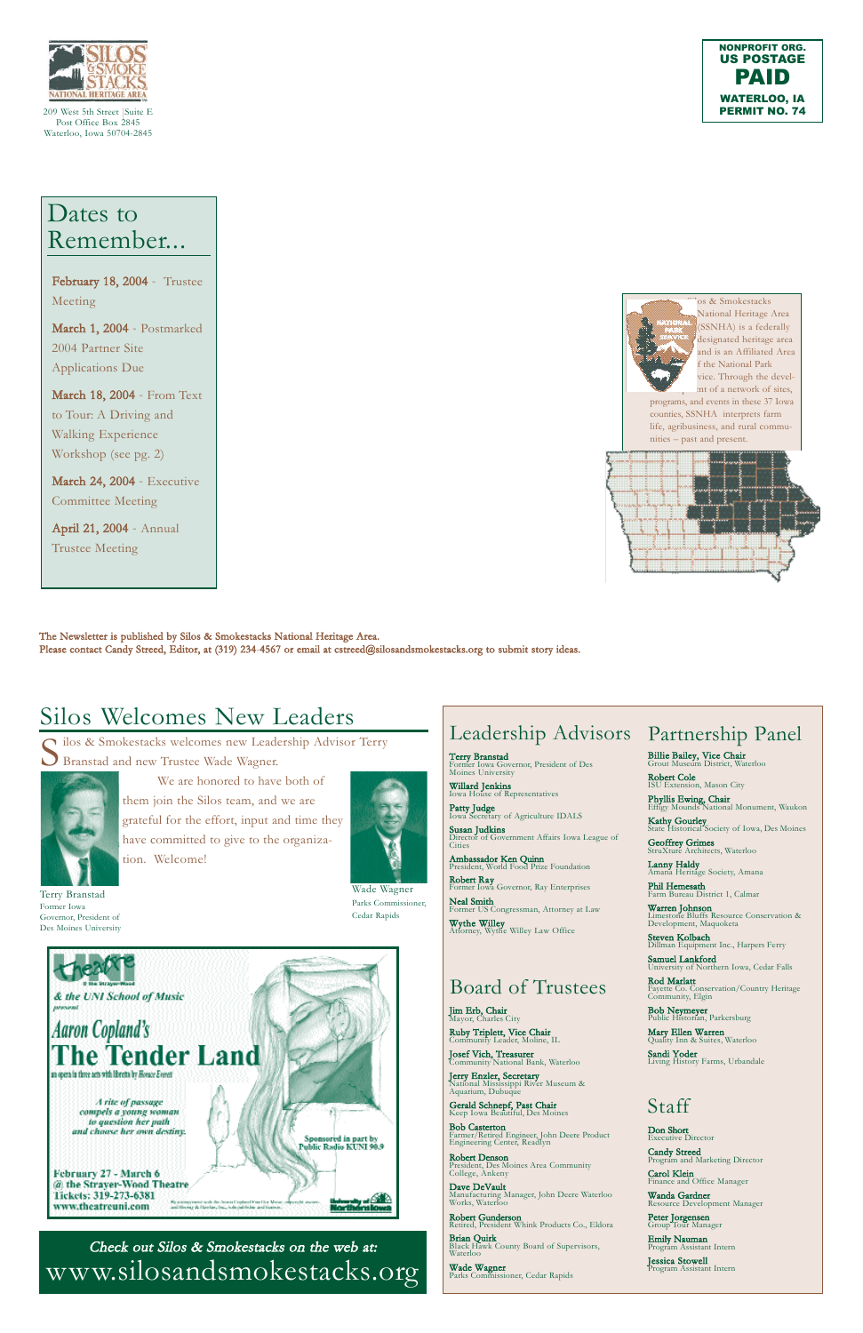SILOS & SMOKE STACKS NATIONAL HERITAGE AREA

209 West 5th Street Suite E
Post Office Box 2845
Waterloo, Iowa 50704-2845

NONPROFIT ORG.
US POSTAGE
PAID
WATERLOO, IA
PERMIT NO. 74

## Dates to Remember...

**February 18, 2004** - Trustee Meeting

**March 1, 2004** - Postmarked 2004 Partner Site Applications Due

**March 18, 2004** - From Text to Tour: A Driving and Walking Experience Workshop (see pg. 2)

**March 24, 2004** - Executive Committee Meeting

**April 21, 2004** - Annual Trustee Meeting

Silos & Smokestacks National Heritage Area (SSNHA) is a federally designated heritage area and is an Affiliated Area of the National Park Service. Through the development of a network of sites, programs, and events in these 37 Iowa counties, SSNHA interprets farm life, agribusiness, and rural communities – past and present.

The Newsletter is published by Silos & Smokestacks National Heritage Area.
Please contact Candy Streed, Editor, at (319) 234-4567 or email at cstreed@silosandsmokestacks.org to submit story ideas.

# Silos Welcomes New Leaders

Silos & Smokestacks welcomes new Leadership Advisor Terry Branstad and new Trustee Wade Wagner.

We are honored to have both of them join the Silos team, and we are grateful for the effort, input and time they have committed to give to the organization. Welcome!

Terry Branstad
Former Iowa Governor, President of Des Moines University

Wade Wagner
Parks Commissioner, Cedar Rapids

Theatre @ the Strayer-Wood & the UNI School of Music present

*Aaron Copland's* **The Tender Land**

an opera in three acts with libretto by Horace Everett

*A rite of passage compels a young woman to question her path and choose her own destiny.*

Sponsored in part by Public Radio KUNI 90.9

February 27 - March 6
@ the Strayer-Wood Theatre
Tickets: 319-273-6381
www.theatreuni.com

University of Northern Iowa

*Check out Silos & Smokestacks on the web at:*
www.silosandsmokestacks.org

## Leadership Advisors

**Terry Branstad**
Former Iowa Governor, President of Des Moines University

**Willard Jenkins**
Iowa House of Representatives

**Patty Judge**
Iowa Secretary of Agriculture IDALS

**Susan Judkins**
Director of Government Affairs Iowa League of Cities

**Ambassador Ken Quinn**
President, World Food Prize Foundation

**Robert Ray**
Former Iowa Governor, Ray Enterprises

**Neal Smith**
Former US Congressman, Attorney at Law

**Wythe Willey**
Attorney, Wythe Willey Law Office

## Board of Trustees

**Jim Erb, Chair**
Mayor, Charles City

**Ruby Triplett, Vice Chair**
Community Leader, Moline, IL

**Josef Vich, Treasurer**
Community National Bank, Waterloo

**Jerry Enzler, Secretary**
National Mississippi River Museum & Aquarium, Dubuque

**Gerald Schnepf, Past Chair**
Keep Iowa Beautiful, Des Moines

**Bob Casterton**
Farmer/Retired Engineer, John Deere Product Engineering Center, Readlyn

**Robert Denson**
President, Des Moines Area Community College, Ankeny

**Dave DeVault**
Manufacturing Manager, John Deere Waterloo Works, Waterloo

**Robert Gunderson**
Retired, President Whink Products Co., Eldora

**Brian Quirk**
Black Hawk County Board of Supervisors, Waterloo

**Wade Wagner**
Parks Commissioner, Cedar Rapids

## Partnership Panel

**Billie Bailey, Vice Chair**
Grout Museum District, Waterloo

**Robert Cole**
ISU Extension, Mason City

**Phyllis Ewing, Chair**
Effigy Mounds National Monument, Waukon

**Kathy Gourley**
State Historical Society of Iowa, Des Moines

**Geoffrey Grimes**
StruXture Architects, Waterloo

**Lanny Haldy**
Amana Heritage Society, Amana

**Phil Hemesath**
Farm Bureau District 1, Calmar

**Warren Johnson**
Limestone Bluffs Resource Conservation & Development, Maquoketa

**Steven Kolbach**
Dillman Equipment Inc., Harpers Ferry

**Samuel Lankford**
University of Northern Iowa, Cedar Falls

**Rod Marlatt**
Fayette Co. Conservation/Country Heritage Community, Elgin

**Bob Neymeyer**
Public Historian, Parkersburg

**Mary Ellen Warren**
Quality Inn & Suites, Waterloo

**Sandi Yoder**
Living History Farms, Urbandale

## Staff

**Don Short**
Executive Director

**Candy Streed**
Program and Marketing Director

**Carol Klein**
Finance and Office Manager

**Wanda Gardner**
Resource Development Manager

**Peter Jorgensen**
Group Tour Manager

**Emily Nauman**
Program Assistant Intern

**Jessica Stowell**
Program Assistant Intern